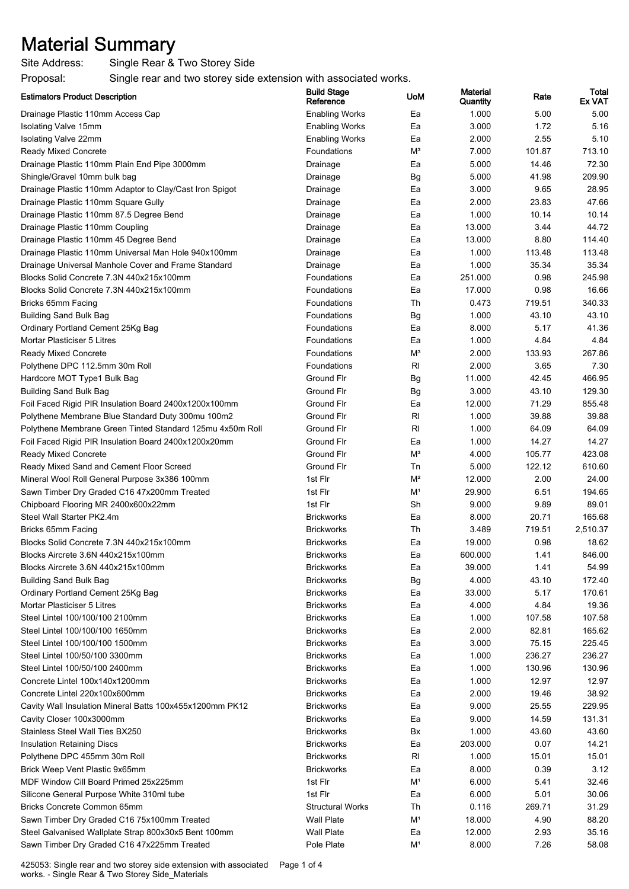# Material Summary

Site Address: Single Rear & Two Storey Side

Proposal: Single rear and two storey side extension with associated works.

| Estimators Product Description | Build Stage Reference | UoM | Material Quantity | Rate | Total Ex VAT |
|---|---|---|---|---|---|
| Drainage Plastic 110mm Access Cap | Enabling Works | Ea | 1.000 | 5.00 | 5.00 |
| Isolating Valve 15mm | Enabling Works | Ea | 3.000 | 1.72 | 5.16 |
| Isolating Valve 22mm | Enabling Works | Ea | 2.000 | 2.55 | 5.10 |
| Ready Mixed Concrete | Foundations | M³ | 7.000 | 101.87 | 713.10 |
| Drainage Plastic 110mm Plain End Pipe 3000mm | Drainage | Ea | 5.000 | 14.46 | 72.30 |
| Shingle/Gravel 10mm bulk bag | Drainage | Bg | 5.000 | 41.98 | 209.90 |
| Drainage Plastic 110mm Adaptor to Clay/Cast Iron Spigot | Drainage | Ea | 3.000 | 9.65 | 28.95 |
| Drainage Plastic 110mm Square Gully | Drainage | Ea | 2.000 | 23.83 | 47.66 |
| Drainage Plastic 110mm 87.5 Degree Bend | Drainage | Ea | 1.000 | 10.14 | 10.14 |
| Drainage Plastic 110mm Coupling | Drainage | Ea | 13.000 | 3.44 | 44.72 |
| Drainage Plastic 110mm 45 Degree Bend | Drainage | Ea | 13.000 | 8.80 | 114.40 |
| Drainage Plastic 110mm Universal Man Hole 940x100mm | Drainage | Ea | 1.000 | 113.48 | 113.48 |
| Drainage Universal Manhole Cover and Frame Standard | Drainage | Ea | 1.000 | 35.34 | 35.34 |
| Blocks Solid Concrete 7.3N 440x215x100mm | Foundations | Ea | 251.000 | 0.98 | 245.98 |
| Blocks Solid Concrete 7.3N 440x215x100mm | Foundations | Ea | 17.000 | 0.98 | 16.66 |
| Bricks 65mm Facing | Foundations | Th | 0.473 | 719.51 | 340.33 |
| Building Sand Bulk Bag | Foundations | Bg | 1.000 | 43.10 | 43.10 |
| Ordinary Portland Cement 25Kg Bag | Foundations | Ea | 8.000 | 5.17 | 41.36 |
| Mortar Plasticiser 5 Litres | Foundations | Ea | 1.000 | 4.84 | 4.84 |
| Ready Mixed Concrete | Foundations | M³ | 2.000 | 133.93 | 267.86 |
| Polythene DPC 112.5mm 30m Roll | Foundations | Rl | 2.000 | 3.65 | 7.30 |
| Hardcore MOT Type1 Bulk Bag | Ground Flr | Bg | 11.000 | 42.45 | 466.95 |
| Building Sand Bulk Bag | Ground Flr | Bg | 3.000 | 43.10 | 129.30 |
| Foil Faced Rigid PIR Insulation Board 2400x1200x100mm | Ground Flr | Ea | 12.000 | 71.29 | 855.48 |
| Polythene Membrane Blue Standard Duty 300mu 100m2 | Ground Flr | Rl | 1.000 | 39.88 | 39.88 |
| Polythene Membrane Green Tinted Standard 125mu 4x50m Roll | Ground Flr | Rl | 1.000 | 64.09 | 64.09 |
| Foil Faced Rigid PIR Insulation Board 2400x1200x20mm | Ground Flr | Ea | 1.000 | 14.27 | 14.27 |
| Ready Mixed Concrete | Ground Flr | M³ | 4.000 | 105.77 | 423.08 |
| Ready Mixed Sand and Cement Floor Screed | Ground Flr | Tn | 5.000 | 122.12 | 610.60 |
| Mineral Wool Roll General Purpose 3x386 100mm | 1st Flr | M² | 12.000 | 2.00 | 24.00 |
| Sawn Timber Dry Graded C16 47x200mm Treated | 1st Flr | M¹ | 29.900 | 6.51 | 194.65 |
| Chipboard Flooring MR 2400x600x22mm | 1st Flr | Sh | 9.000 | 9.89 | 89.01 |
| Steel Wall Starter PK2.4m | Brickworks | Ea | 8.000 | 20.71 | 165.68 |
| Bricks 65mm Facing | Brickworks | Th | 3.489 | 719.51 | 2,510.37 |
| Blocks Solid Concrete 7.3N 440x215x100mm | Brickworks | Ea | 19.000 | 0.98 | 18.62 |
| Blocks Aircrete 3.6N 440x215x100mm | Brickworks | Ea | 600.000 | 1.41 | 846.00 |
| Blocks Aircrete 3.6N 440x215x100mm | Brickworks | Ea | 39.000 | 1.41 | 54.99 |
| Building Sand Bulk Bag | Brickworks | Bg | 4.000 | 43.10 | 172.40 |
| Ordinary Portland Cement 25Kg Bag | Brickworks | Ea | 33.000 | 5.17 | 170.61 |
| Mortar Plasticiser 5 Litres | Brickworks | Ea | 4.000 | 4.84 | 19.36 |
| Steel Lintel 100/100/100 2100mm | Brickworks | Ea | 1.000 | 107.58 | 107.58 |
| Steel Lintel 100/100/100 1650mm | Brickworks | Ea | 2.000 | 82.81 | 165.62 |
| Steel Lintel 100/100/100 1500mm | Brickworks | Ea | 3.000 | 75.15 | 225.45 |
| Steel Lintel 100/50/100 3300mm | Brickworks | Ea | 1.000 | 236.27 | 236.27 |
| Steel Lintel 100/50/100 2400mm | Brickworks | Ea | 1.000 | 130.96 | 130.96 |
| Concrete Lintel 100x140x1200mm | Brickworks | Ea | 1.000 | 12.97 | 12.97 |
| Concrete Lintel 220x100x600mm | Brickworks | Ea | 2.000 | 19.46 | 38.92 |
| Cavity Wall Insulation Mineral Batts 100x455x1200mm PK12 | Brickworks | Ea | 9.000 | 25.55 | 229.95 |
| Cavity Closer 100x3000mm | Brickworks | Ea | 9.000 | 14.59 | 131.31 |
| Stainless Steel Wall Ties BX250 | Brickworks | Bx | 1.000 | 43.60 | 43.60 |
| Insulation Retaining Discs | Brickworks | Ea | 203.000 | 0.07 | 14.21 |
| Polythene DPC 455mm 30m Roll | Brickworks | Rl | 1.000 | 15.01 | 15.01 |
| Brick Weep Vent Plastic 9x65mm | Brickworks | Ea | 8.000 | 0.39 | 3.12 |
| MDF Window Cill Board Primed 25x225mm | 1st Flr | M¹ | 6.000 | 5.41 | 32.46 |
| Silicone General Purpose White 310ml tube | 1st Flr | Ea | 6.000 | 5.01 | 30.06 |
| Bricks Concrete Common 65mm | Structural Works | Th | 0.116 | 269.71 | 31.29 |
| Sawn Timber Dry Graded C16 75x100mm Treated | Wall Plate | M¹ | 18.000 | 4.90 | 88.20 |
| Steel Galvanised Wallplate Strap 800x30x5 Bent 100mm | Wall Plate | Ea | 12.000 | 2.93 | 35.16 |
| Sawn Timber Dry Graded C16 47x225mm Treated | Pole Plate | M¹ | 8.000 | 7.26 | 58.08 |

425053: Single rear and two storey side extension with associated works. - Single Rear & Two Storey Side_Materials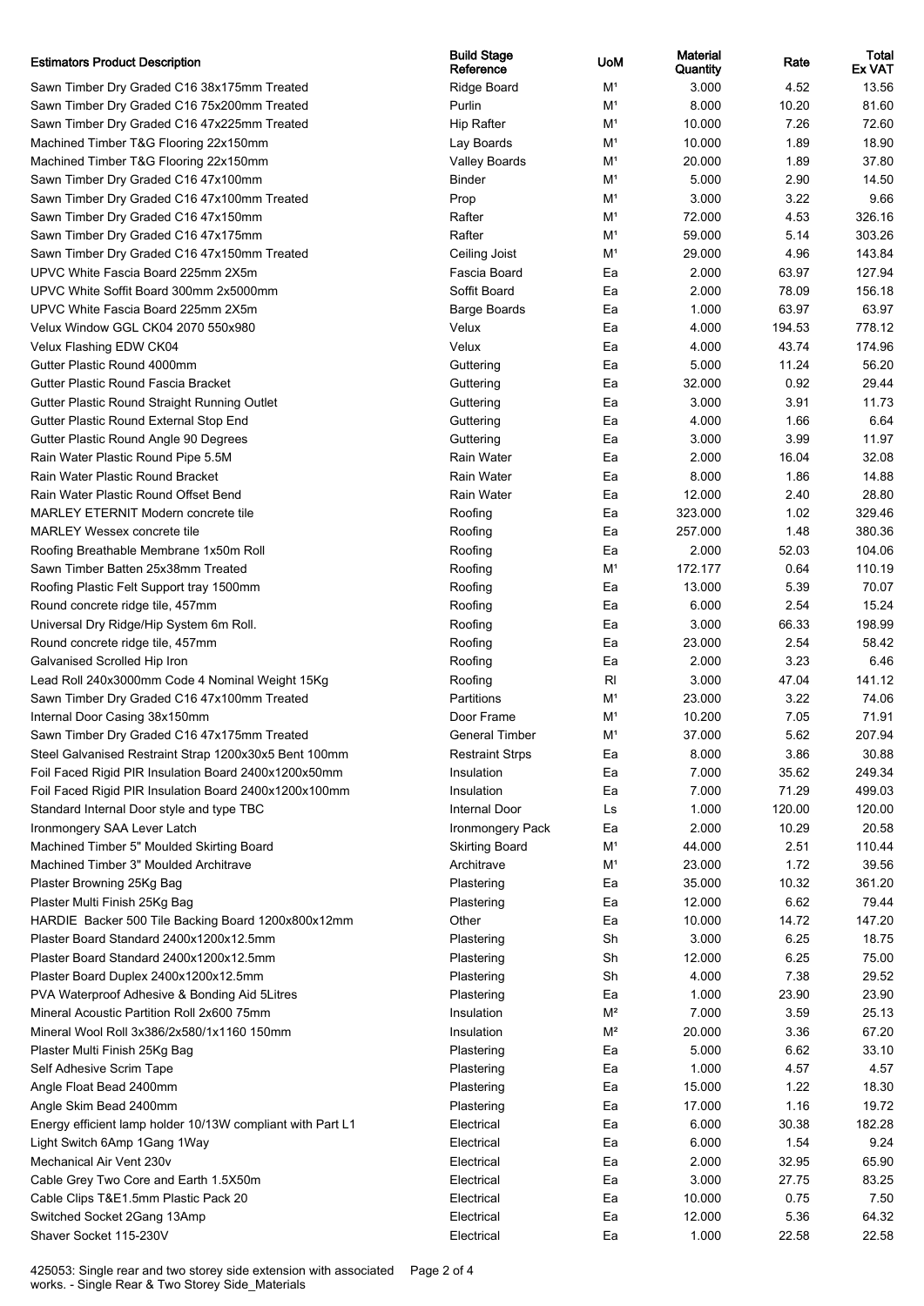| Estimators Product Description | Build Stage Reference | UoM | Material Quantity | Rate | Total Ex VAT |
|---|---|---|---|---|---|
| Sawn Timber Dry Graded C16 38x175mm Treated | Ridge Board | M¹ | 3.000 | 4.52 | 13.56 |
| Sawn Timber Dry Graded C16 75x200mm Treated | Purlin | M¹ | 8.000 | 10.20 | 81.60 |
| Sawn Timber Dry Graded C16 47x225mm Treated | Hip Rafter | M¹ | 10.000 | 7.26 | 72.60 |
| Machined Timber T&G Flooring 22x150mm | Lay Boards | M¹ | 10.000 | 1.89 | 18.90 |
| Machined Timber T&G Flooring 22x150mm | Valley Boards | M¹ | 20.000 | 1.89 | 37.80 |
| Sawn Timber Dry Graded C16 47x100mm | Binder | M¹ | 5.000 | 2.90 | 14.50 |
| Sawn Timber Dry Graded C16 47x100mm Treated | Prop | M¹ | 3.000 | 3.22 | 9.66 |
| Sawn Timber Dry Graded C16 47x150mm | Rafter | M¹ | 72.000 | 4.53 | 326.16 |
| Sawn Timber Dry Graded C16 47x175mm | Rafter | M¹ | 59.000 | 5.14 | 303.26 |
| Sawn Timber Dry Graded C16 47x150mm Treated | Ceiling Joist | M¹ | 29.000 | 4.96 | 143.84 |
| UPVC White Fascia Board 225mm 2X5m | Fascia Board | Ea | 2.000 | 63.97 | 127.94 |
| UPVC White Soffit Board 300mm 2x5000mm | Soffit Board | Ea | 2.000 | 78.09 | 156.18 |
| UPVC White Fascia Board 225mm 2X5m | Barge Boards | Ea | 1.000 | 63.97 | 63.97 |
| Velux Window GGL CK04 2070 550x980 | Velux | Ea | 4.000 | 194.53 | 778.12 |
| Velux Flashing EDW CK04 | Velux | Ea | 4.000 | 43.74 | 174.96 |
| Gutter Plastic Round 4000mm | Guttering | Ea | 5.000 | 11.24 | 56.20 |
| Gutter Plastic Round Fascia Bracket | Guttering | Ea | 32.000 | 0.92 | 29.44 |
| Gutter Plastic Round Straight Running Outlet | Guttering | Ea | 3.000 | 3.91 | 11.73 |
| Gutter Plastic Round External Stop End | Guttering | Ea | 4.000 | 1.66 | 6.64 |
| Gutter Plastic Round Angle 90 Degrees | Guttering | Ea | 3.000 | 3.99 | 11.97 |
| Rain Water Plastic Round Pipe 5.5M | Rain Water | Ea | 2.000 | 16.04 | 32.08 |
| Rain Water Plastic Round Bracket | Rain Water | Ea | 8.000 | 1.86 | 14.88 |
| Rain Water Plastic Round Offset Bend | Rain Water | Ea | 12.000 | 2.40 | 28.80 |
| MARLEY ETERNIT Modern concrete tile | Roofing | Ea | 323.000 | 1.02 | 329.46 |
| MARLEY Wessex concrete tile | Roofing | Ea | 257.000 | 1.48 | 380.36 |
| Roofing Breathable Membrane 1x50m Roll | Roofing | Ea | 2.000 | 52.03 | 104.06 |
| Sawn Timber Batten 25x38mm Treated | Roofing | M¹ | 172.177 | 0.64 | 110.19 |
| Roofing Plastic Felt Support tray 1500mm | Roofing | Ea | 13.000 | 5.39 | 70.07 |
| Round concrete ridge tile, 457mm | Roofing | Ea | 6.000 | 2.54 | 15.24 |
| Universal Dry Ridge/Hip System 6m Roll. | Roofing | Ea | 3.000 | 66.33 | 198.99 |
| Round concrete ridge tile, 457mm | Roofing | Ea | 23.000 | 2.54 | 58.42 |
| Galvanised Scrolled Hip Iron | Roofing | Ea | 2.000 | 3.23 | 6.46 |
| Lead Roll 240x3000mm Code 4 Nominal Weight 15Kg | Roofing | Rl | 3.000 | 47.04 | 141.12 |
| Sawn Timber Dry Graded C16 47x100mm Treated | Partitions | M¹ | 23.000 | 3.22 | 74.06 |
| Internal Door Casing 38x150mm | Door Frame | M¹ | 10.200 | 7.05 | 71.91 |
| Sawn Timber Dry Graded C16 47x175mm Treated | General Timber | M¹ | 37.000 | 5.62 | 207.94 |
| Steel Galvanised Restraint Strap 1200x30x5 Bent 100mm | Restraint Strps | Ea | 8.000 | 3.86 | 30.88 |
| Foil Faced Rigid PIR Insulation Board 2400x1200x50mm | Insulation | Ea | 7.000 | 35.62 | 249.34 |
| Foil Faced Rigid PIR Insulation Board 2400x1200x100mm | Insulation | Ea | 7.000 | 71.29 | 499.03 |
| Standard Internal Door style and type TBC | Internal Door | Ls | 1.000 | 120.00 | 120.00 |
| Ironmongery SAA Lever Latch | Ironmongery Pack | Ea | 2.000 | 10.29 | 20.58 |
| Machined Timber 5" Moulded Skirting Board | Skirting Board | M¹ | 44.000 | 2.51 | 110.44 |
| Machined Timber 3" Moulded Architrave | Architrave | M¹ | 23.000 | 1.72 | 39.56 |
| Plaster Browning 25Kg Bag | Plastering | Ea | 35.000 | 10.32 | 361.20 |
| Plaster Multi Finish 25Kg Bag | Plastering | Ea | 12.000 | 6.62 | 79.44 |
| HARDIE Backer 500 Tile Backing Board 1200x800x12mm | Other | Ea | 10.000 | 14.72 | 147.20 |
| Plaster Board Standard 2400x1200x12.5mm | Plastering | Sh | 3.000 | 6.25 | 18.75 |
| Plaster Board Standard 2400x1200x12.5mm | Plastering | Sh | 12.000 | 6.25 | 75.00 |
| Plaster Board Duplex 2400x1200x12.5mm | Plastering | Sh | 4.000 | 7.38 | 29.52 |
| PVA Waterproof Adhesive & Bonding Aid 5Litres | Plastering | Ea | 1.000 | 23.90 | 23.90 |
| Mineral Acoustic Partition Roll 2x600 75mm | Insulation | M² | 7.000 | 3.59 | 25.13 |
| Mineral Wool Roll 3x386/2x580/1x1160 150mm | Insulation | M² | 20.000 | 3.36 | 67.20 |
| Plaster Multi Finish 25Kg Bag | Plastering | Ea | 5.000 | 6.62 | 33.10 |
| Self Adhesive Scrim Tape | Plastering | Ea | 1.000 | 4.57 | 4.57 |
| Angle Float Bead 2400mm | Plastering | Ea | 15.000 | 1.22 | 18.30 |
| Angle Skim Bead 2400mm | Plastering | Ea | 17.000 | 1.16 | 19.72 |
| Energy efficient lamp holder 10/13W compliant with Part L1 | Electrical | Ea | 6.000 | 30.38 | 182.28 |
| Light Switch 6Amp 1Gang 1Way | Electrical | Ea | 6.000 | 1.54 | 9.24 |
| Mechanical Air Vent 230v | Electrical | Ea | 2.000 | 32.95 | 65.90 |
| Cable Grey Two Core and Earth 1.5X50m | Electrical | Ea | 3.000 | 27.75 | 83.25 |
| Cable Clips T&E1.5mm Plastic Pack 20 | Electrical | Ea | 10.000 | 0.75 | 7.50 |
| Switched Socket 2Gang 13Amp | Electrical | Ea | 12.000 | 5.36 | 64.32 |
| Shaver Socket 115-230V | Electrical | Ea | 1.000 | 22.58 | 22.58 |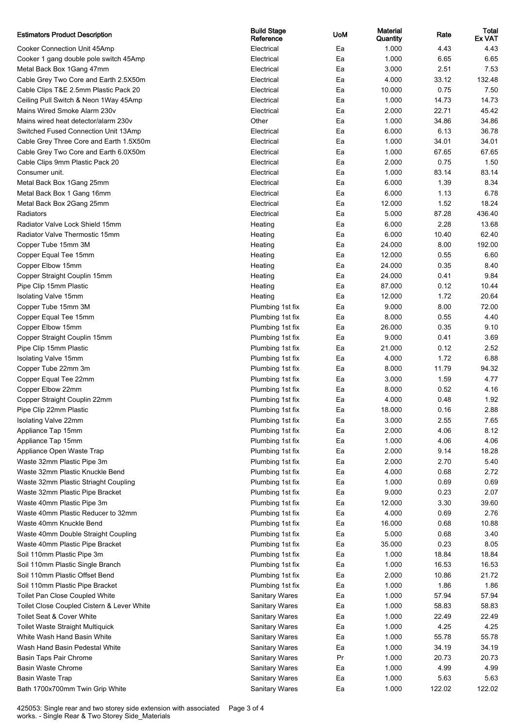| Estimators Product Description | Build Stage Reference | UoM | Material Quantity | Rate | Total Ex VAT |
|---|---|---|---|---|---|
| Cooker Connection Unit 45Amp | Electrical | Ea | 1.000 | 4.43 | 4.43 |
| Cooker 1 gang double pole switch 45Amp | Electrical | Ea | 1.000 | 6.65 | 6.65 |
| Metal Back Box 1Gang 47mm | Electrical | Ea | 3.000 | 2.51 | 7.53 |
| Cable Grey Two Core and Earth 2.5X50m | Electrical | Ea | 4.000 | 33.12 | 132.48 |
| Cable Clips T&E 2.5mm Plastic Pack 20 | Electrical | Ea | 10.000 | 0.75 | 7.50 |
| Ceiling Pull Switch & Neon 1Way 45Amp | Electrical | Ea | 1.000 | 14.73 | 14.73 |
| Mains Wired Smoke Alarm 230v | Electrical | Ea | 2.000 | 22.71 | 45.42 |
| Mains wired heat detector/alarm 230v | Other | Ea | 1.000 | 34.86 | 34.86 |
| Switched Fused Connection Unit 13Amp | Electrical | Ea | 6.000 | 6.13 | 36.78 |
| Cable Grey Three Core and Earth 1.5X50m | Electrical | Ea | 1.000 | 34.01 | 34.01 |
| Cable Grey Two Core and Earth 6.0X50m | Electrical | Ea | 1.000 | 67.65 | 67.65 |
| Cable Clips 9mm Plastic Pack 20 | Electrical | Ea | 2.000 | 0.75 | 1.50 |
| Consumer unit. | Electrical | Ea | 1.000 | 83.14 | 83.14 |
| Metal Back Box 1Gang 25mm | Electrical | Ea | 6.000 | 1.39 | 8.34 |
| Metal Back Box 1 Gang 16mm | Electrical | Ea | 6.000 | 1.13 | 6.78 |
| Metal Back Box 2Gang 25mm | Electrical | Ea | 12.000 | 1.52 | 18.24 |
| Radiators | Electrical | Ea | 5.000 | 87.28 | 436.40 |
| Radiator Valve Lock Shield 15mm | Heating | Ea | 6.000 | 2.28 | 13.68 |
| Radiator Valve Thermostic 15mm | Heating | Ea | 6.000 | 10.40 | 62.40 |
| Copper Tube 15mm 3M | Heating | Ea | 24.000 | 8.00 | 192.00 |
| Copper Equal Tee 15mm | Heating | Ea | 12.000 | 0.55 | 6.60 |
| Copper Elbow 15mm | Heating | Ea | 24.000 | 0.35 | 8.40 |
| Copper Straight Couplin 15mm | Heating | Ea | 24.000 | 0.41 | 9.84 |
| Pipe Clip 15mm Plastic | Heating | Ea | 87.000 | 0.12 | 10.44 |
| Isolating Valve 15mm | Heating | Ea | 12.000 | 1.72 | 20.64 |
| Copper Tube 15mm 3M | Plumbing 1st fix | Ea | 9.000 | 8.00 | 72.00 |
| Copper Equal Tee 15mm | Plumbing 1st fix | Ea | 8.000 | 0.55 | 4.40 |
| Copper Elbow 15mm | Plumbing 1st fix | Ea | 26.000 | 0.35 | 9.10 |
| Copper Straight Couplin 15mm | Plumbing 1st fix | Ea | 9.000 | 0.41 | 3.69 |
| Pipe Clip 15mm Plastic | Plumbing 1st fix | Ea | 21.000 | 0.12 | 2.52 |
| Isolating Valve 15mm | Plumbing 1st fix | Ea | 4.000 | 1.72 | 6.88 |
| Copper Tube 22mm 3m | Plumbing 1st fix | Ea | 8.000 | 11.79 | 94.32 |
| Copper Equal Tee 22mm | Plumbing 1st fix | Ea | 3.000 | 1.59 | 4.77 |
| Copper Elbow 22mm | Plumbing 1st fix | Ea | 8.000 | 0.52 | 4.16 |
| Copper Straight Couplin 22mm | Plumbing 1st fix | Ea | 4.000 | 0.48 | 1.92 |
| Pipe Clip 22mm Plastic | Plumbing 1st fix | Ea | 18.000 | 0.16 | 2.88 |
| Isolating Valve 22mm | Plumbing 1st fix | Ea | 3.000 | 2.55 | 7.65 |
| Appliance Tap 15mm | Plumbing 1st fix | Ea | 2.000 | 4.06 | 8.12 |
| Appliance Tap 15mm | Plumbing 1st fix | Ea | 1.000 | 4.06 | 4.06 |
| Appliance Open Waste Trap | Plumbing 1st fix | Ea | 2.000 | 9.14 | 18.28 |
| Waste 32mm Plastic Pipe 3m | Plumbing 1st fix | Ea | 2.000 | 2.70 | 5.40 |
| Waste 32mm Plastic Knuckle Bend | Plumbing 1st fix | Ea | 4.000 | 0.68 | 2.72 |
| Waste 32mm Plastic Striaght Coupling | Plumbing 1st fix | Ea | 1.000 | 0.69 | 0.69 |
| Waste 32mm Plastic Pipe Bracket | Plumbing 1st fix | Ea | 9.000 | 0.23 | 2.07 |
| Waste 40mm Plastic Pipe 3m | Plumbing 1st fix | Ea | 12.000 | 3.30 | 39.60 |
| Waste 40mm Plastic Reducer to 32mm | Plumbing 1st fix | Ea | 4.000 | 0.69 | 2.76 |
| Waste 40mm Knuckle Bend | Plumbing 1st fix | Ea | 16.000 | 0.68 | 10.88 |
| Waste 40mm Double Straight Coupling | Plumbing 1st fix | Ea | 5.000 | 0.68 | 3.40 |
| Waste 40mm Plastic Pipe Bracket | Plumbing 1st fix | Ea | 35.000 | 0.23 | 8.05 |
| Soil 110mm Plastic Pipe 3m | Plumbing 1st fix | Ea | 1.000 | 18.84 | 18.84 |
| Soil 110mm Plastic Single Branch | Plumbing 1st fix | Ea | 1.000 | 16.53 | 16.53 |
| Soil 110mm Plastic Offset Bend | Plumbing 1st fix | Ea | 2.000 | 10.86 | 21.72 |
| Soil 110mm Plastic Pipe Bracket | Plumbing 1st fix | Ea | 1.000 | 1.86 | 1.86 |
| Toilet Pan Close Coupled White | Sanitary Wares | Ea | 1.000 | 57.94 | 57.94 |
| Toilet Close Coupled Cistern & Lever White | Sanitary Wares | Ea | 1.000 | 58.83 | 58.83 |
| Toilet Seat & Cover White | Sanitary Wares | Ea | 1.000 | 22.49 | 22.49 |
| Toilet Waste Straight Multiquick | Sanitary Wares | Ea | 1.000 | 4.25 | 4.25 |
| White Wash Hand Basin White | Sanitary Wares | Ea | 1.000 | 55.78 | 55.78 |
| Wash Hand Basin Pedestal White | Sanitary Wares | Ea | 1.000 | 34.19 | 34.19 |
| Basin Taps Pair Chrome | Sanitary Wares | Pr | 1.000 | 20.73 | 20.73 |
| Basin Waste Chrome | Sanitary Wares | Ea | 1.000 | 4.99 | 4.99 |
| Basin Waste Trap | Sanitary Wares | Ea | 1.000 | 5.63 | 5.63 |
| Bath 1700x700mm Twin Grip White | Sanitary Wares | Ea | 1.000 | 122.02 | 122.02 |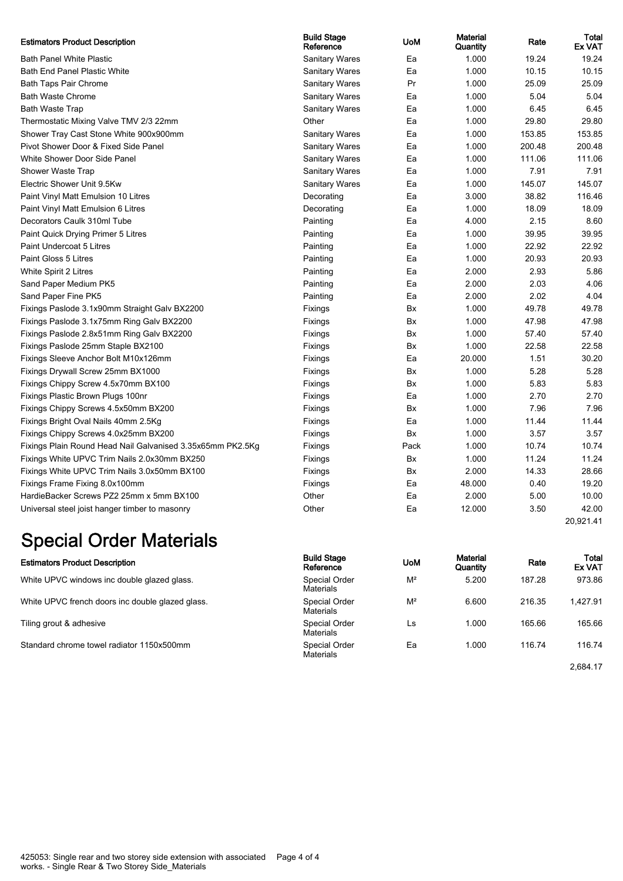| Estimators Product Description | Build Stage Reference | UoM | Material Quantity | Rate | Total Ex VAT |
|---|---|---|---|---|---|
| Bath Panel White Plastic | Sanitary Wares | Ea | 1.000 | 19.24 | 19.24 |
| Bath End Panel Plastic White | Sanitary Wares | Ea | 1.000 | 10.15 | 10.15 |
| Bath Taps Pair Chrome | Sanitary Wares | Pr | 1.000 | 25.09 | 25.09 |
| Bath Waste Chrome | Sanitary Wares | Ea | 1.000 | 5.04 | 5.04 |
| Bath Waste Trap | Sanitary Wares | Ea | 1.000 | 6.45 | 6.45 |
| Thermostatic Mixing Valve TMV 2/3 22mm | Other | Ea | 1.000 | 29.80 | 29.80 |
| Shower Tray Cast Stone White 900x900mm | Sanitary Wares | Ea | 1.000 | 153.85 | 153.85 |
| Pivot Shower Door & Fixed Side Panel | Sanitary Wares | Ea | 1.000 | 200.48 | 200.48 |
| White Shower Door Side Panel | Sanitary Wares | Ea | 1.000 | 111.06 | 111.06 |
| Shower Waste Trap | Sanitary Wares | Ea | 1.000 | 7.91 | 7.91 |
| Electric Shower Unit 9.5Kw | Sanitary Wares | Ea | 1.000 | 145.07 | 145.07 |
| Paint Vinyl Matt Emulsion 10 Litres | Decorating | Ea | 3.000 | 38.82 | 116.46 |
| Paint Vinyl Matt Emulsion 6 Litres | Decorating | Ea | 1.000 | 18.09 | 18.09 |
| Decorators Caulk 310ml Tube | Painting | Ea | 4.000 | 2.15 | 8.60 |
| Paint Quick Drying Primer 5 Litres | Painting | Ea | 1.000 | 39.95 | 39.95 |
| Paint Undercoat 5 Litres | Painting | Ea | 1.000 | 22.92 | 22.92 |
| Paint Gloss 5 Litres | Painting | Ea | 1.000 | 20.93 | 20.93 |
| White Spirit 2 Litres | Painting | Ea | 2.000 | 2.93 | 5.86 |
| Sand Paper Medium PK5 | Painting | Ea | 2.000 | 2.03 | 4.06 |
| Sand Paper Fine PK5 | Painting | Ea | 2.000 | 2.02 | 4.04 |
| Fixings Paslode 3.1x90mm Straight Galv BX2200 | Fixings | Bx | 1.000 | 49.78 | 49.78 |
| Fixings Paslode 3.1x75mm Ring Galv BX2200 | Fixings | Bx | 1.000 | 47.98 | 47.98 |
| Fixings Paslode 2.8x51mm Ring Galv BX2200 | Fixings | Bx | 1.000 | 57.40 | 57.40 |
| Fixings Paslode 25mm Staple BX2100 | Fixings | Bx | 1.000 | 22.58 | 22.58 |
| Fixings Sleeve Anchor Bolt M10x126mm | Fixings | Ea | 20.000 | 1.51 | 30.20 |
| Fixings Drywall Screw 25mm BX1000 | Fixings | Bx | 1.000 | 5.28 | 5.28 |
| Fixings Chippy Screw 4.5x70mm BX100 | Fixings | Bx | 1.000 | 5.83 | 5.83 |
| Fixings Plastic Brown Plugs 100nr | Fixings | Ea | 1.000 | 2.70 | 2.70 |
| Fixings Chippy Screws 4.5x50mm BX200 | Fixings | Bx | 1.000 | 7.96 | 7.96 |
| Fixings Bright Oval Nails 40mm 2.5Kg | Fixings | Ea | 1.000 | 11.44 | 11.44 |
| Fixings Chippy Screws 4.0x25mm BX200 | Fixings | Bx | 1.000 | 3.57 | 3.57 |
| Fixings Plain Round Head Nail Galvanised 3.35x65mm PK2.5Kg | Fixings | Pack | 1.000 | 10.74 | 10.74 |
| Fixings White UPVC Trim Nails 2.0x30mm BX250 | Fixings | Bx | 1.000 | 11.24 | 11.24 |
| Fixings White UPVC Trim Nails 3.0x50mm BX100 | Fixings | Bx | 2.000 | 14.33 | 28.66 |
| Fixings Frame Fixing 8.0x100mm | Fixings | Ea | 48.000 | 0.40 | 19.20 |
| HardieBacker Screws PZ2 25mm x 5mm BX100 | Other | Ea | 2.000 | 5.00 | 10.00 |
| Universal steel joist hanger timber to masonry | Other | Ea | 12.000 | 3.50 | 42.00 |
| | | | | | 20,921.41 |

# Special Order Materials

| Estimators Product Description | Build Stage Reference | UoM | Material Quantity | Rate | Total Ex VAT |
|---|---|---|---|---|---|
| White UPVC windows inc double glazed glass. | Special Order Materials | M² | 5.200 | 187.28 | 973.86 |
| White UPVC french doors inc double glazed glass. | Special Order Materials | M² | 6.600 | 216.35 | 1,427.91 |
| Tiling grout & adhesive | Special Order Materials | Ls | 1.000 | 165.66 | 165.66 |
| Standard chrome towel radiator 1150x500mm | Special Order Materials | Ea | 1.000 | 116.74 | 116.74 |
| | | | | | 2,684.17 |

425053: Single rear and two storey side extension with associated works. - Single Rear & Two Storey Side_Materials